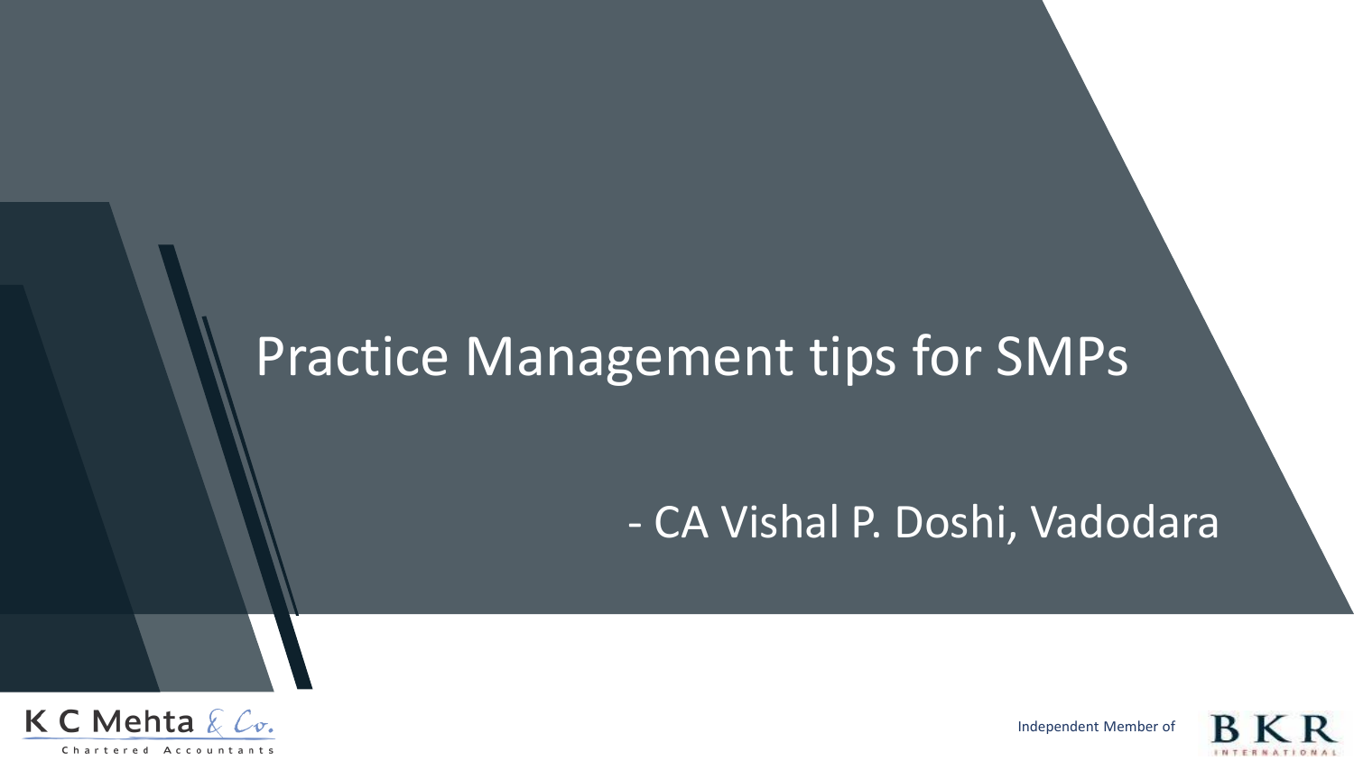# Practice Management tips for SMPs

- CA Vishal P. Doshi, Vadodara

K C Mehta & Co.
Chartered Accountants

Independent Member of BKR International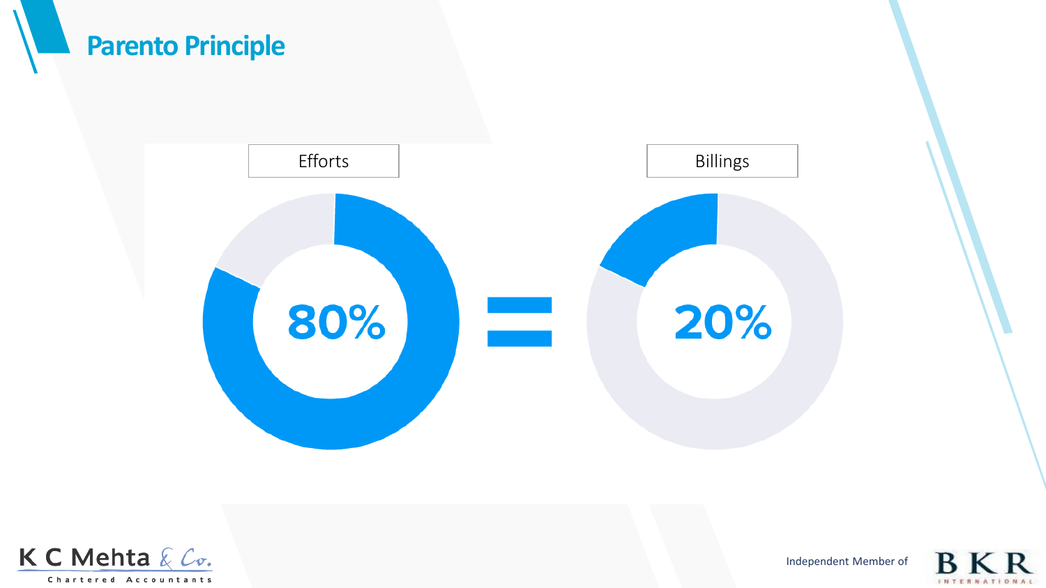# Parento Principle

Efforts

80%

=

Billings

20%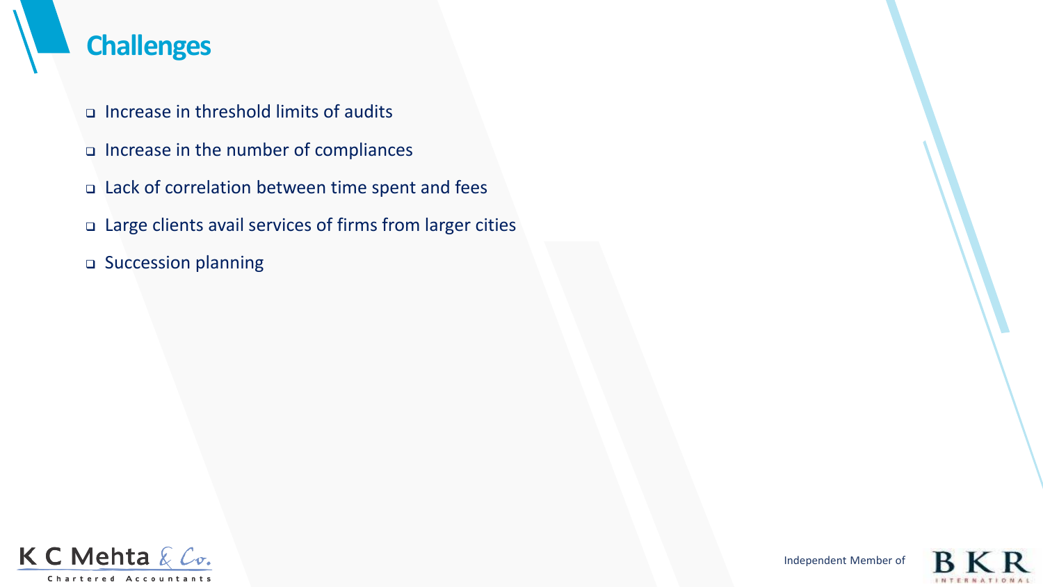## Challenges

- Increase in threshold limits of audits
- Increase in the number of compliances
- Lack of correlation between time spent and fees
- Large clients avail services of firms from larger cities
- Succession planning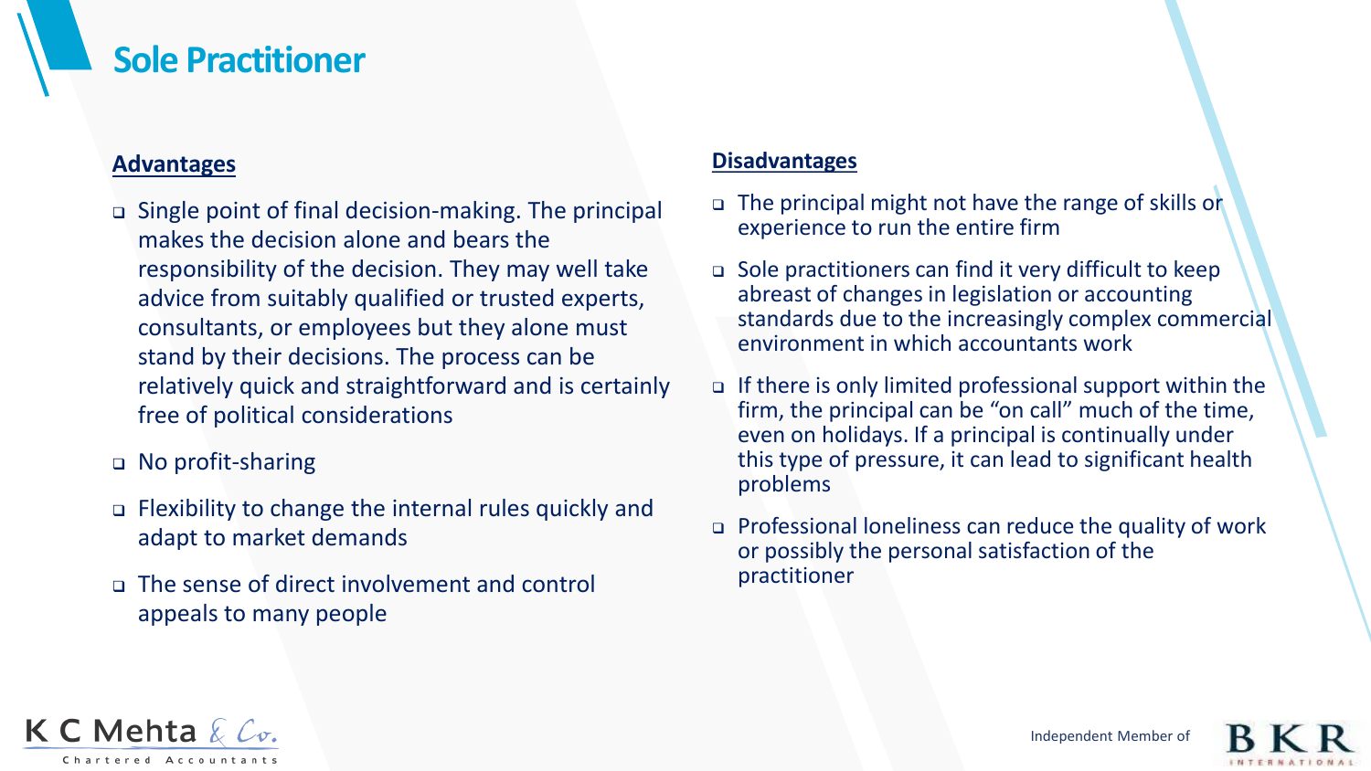# Sole Practitioner

## Advantages

- Single point of final decision-making. The principal makes the decision alone and bears the responsibility of the decision. They may well take advice from suitably qualified or trusted experts, consultants, or employees but they alone must stand by their decisions. The process can be relatively quick and straightforward and is certainly free of political considerations
- No profit-sharing
- Flexibility to change the internal rules quickly and adapt to market demands
- The sense of direct involvement and control appeals to many people

## Disadvantages

- The principal might not have the range of skills or experience to run the entire firm
- Sole practitioners can find it very difficult to keep abreast of changes in legislation or accounting standards due to the increasingly complex commercial environment in which accountants work
- If there is only limited professional support within the firm, the principal can be "on call" much of the time, even on holidays. If a principal is continually under this type of pressure, it can lead to significant health problems
- Professional loneliness can reduce the quality of work or possibly the personal satisfaction of the practitioner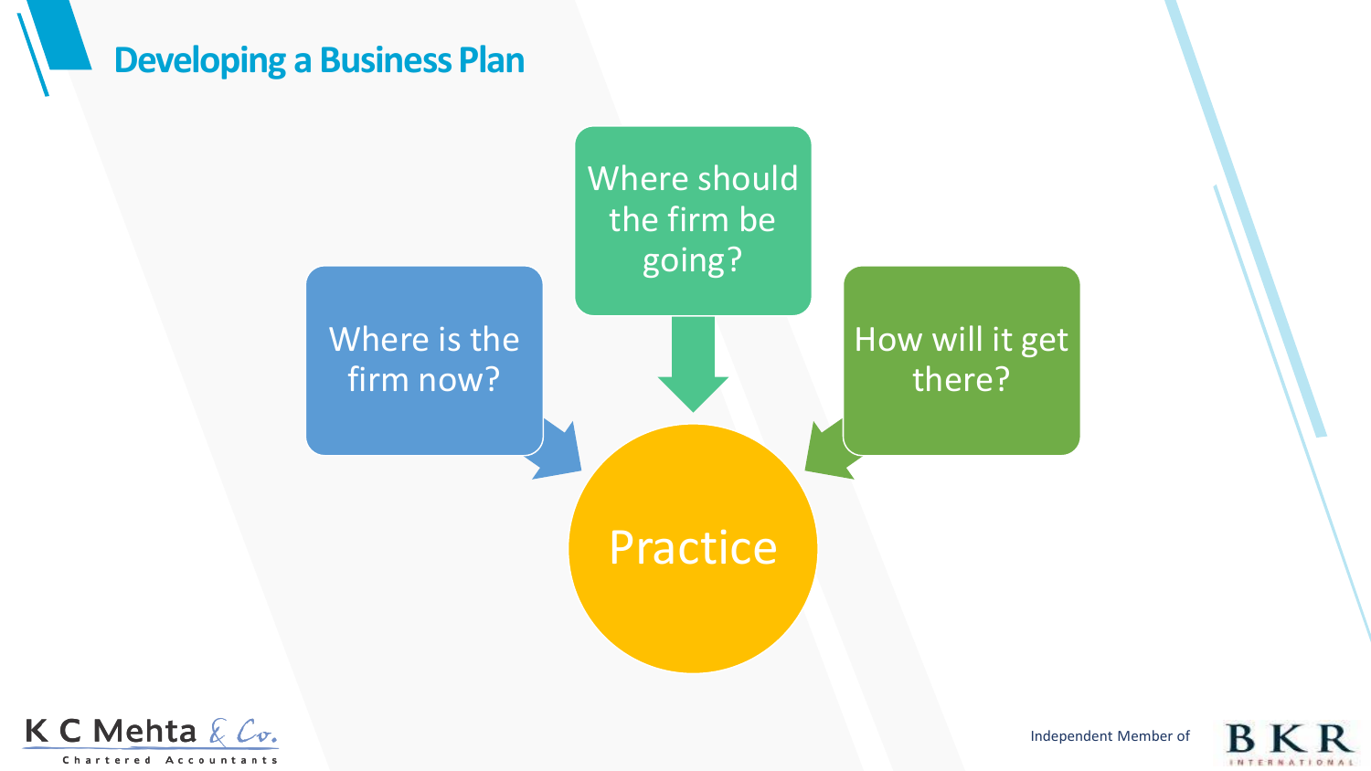# Developing a Business Plan

- Where is the firm now?
- Where should the firm be going?
- How will it get there?

Practice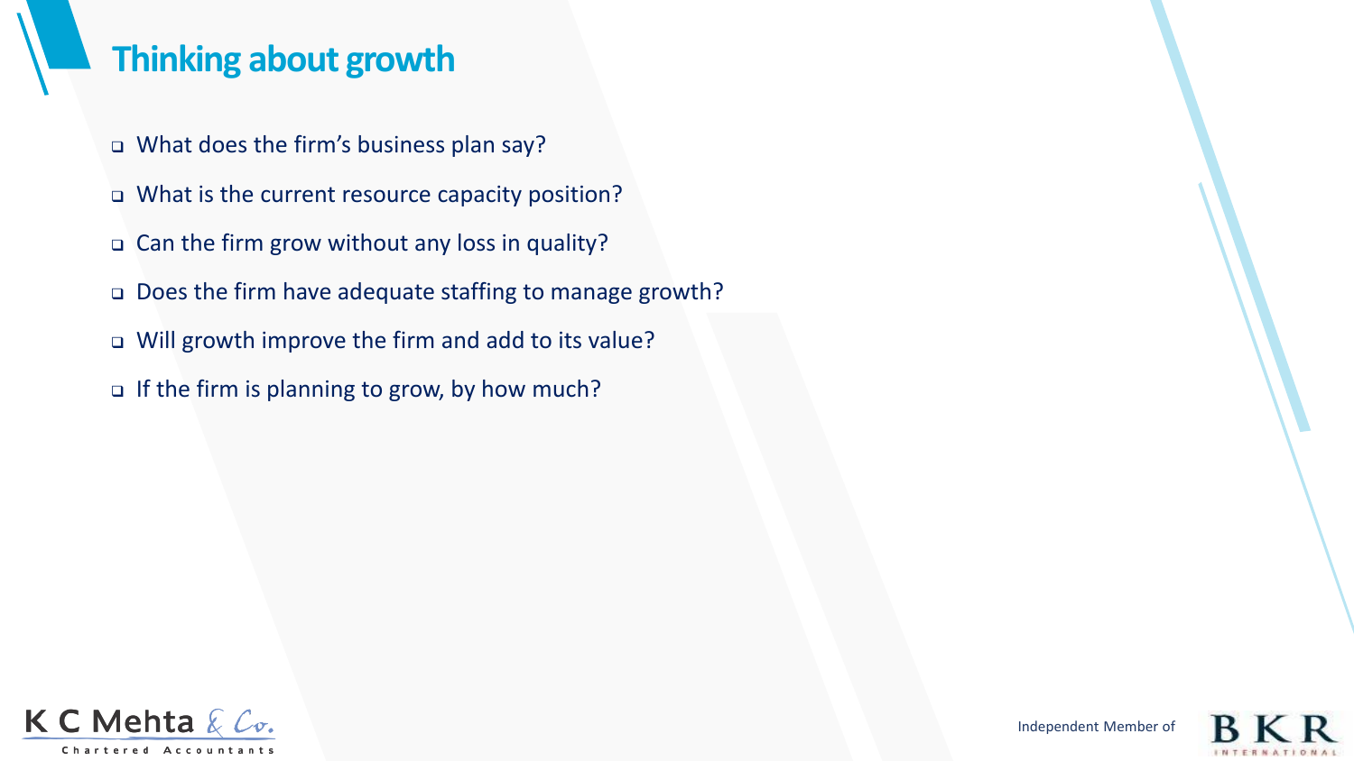# Thinking about growth

- What does the firm's business plan say?
- What is the current resource capacity position?
- Can the firm grow without any loss in quality?
- Does the firm have adequate staffing to manage growth?
- Will growth improve the firm and add to its value?
- If the firm is planning to grow, by how much?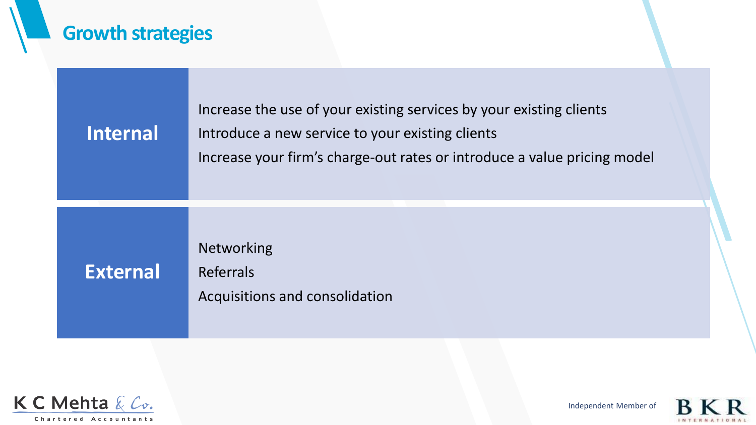# Growth strategies

| Internal | Increase the use of your existing services by your existing clients<br>Introduce a new service to your existing clients<br>Increase your firm's charge-out rates or introduce a value pricing model |
|---|---|
| **External** | Networking<br>Referrals<br>Acquisitions and consolidation |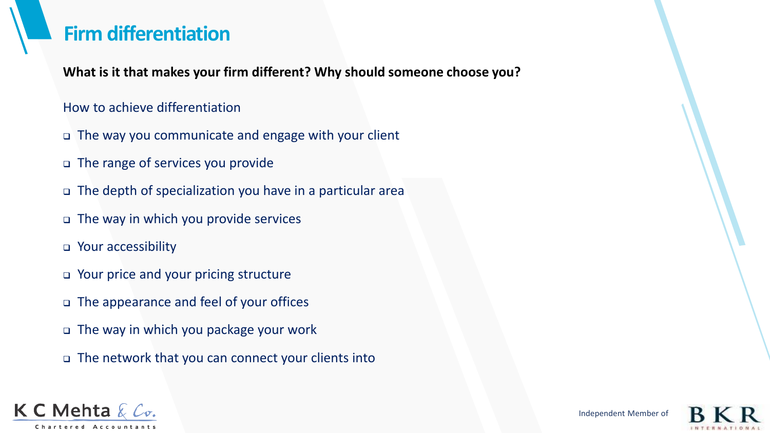# Firm differentiation

**What is it that makes your firm different? Why should someone choose you?**

How to achieve differentiation

- The way you communicate and engage with your client
- The range of services you provide
- The depth of specialization you have in a particular area
- The way in which you provide services
- Your accessibility
- Your price and your pricing structure
- The appearance and feel of your offices
- The way in which you package your work
- The network that you can connect your clients into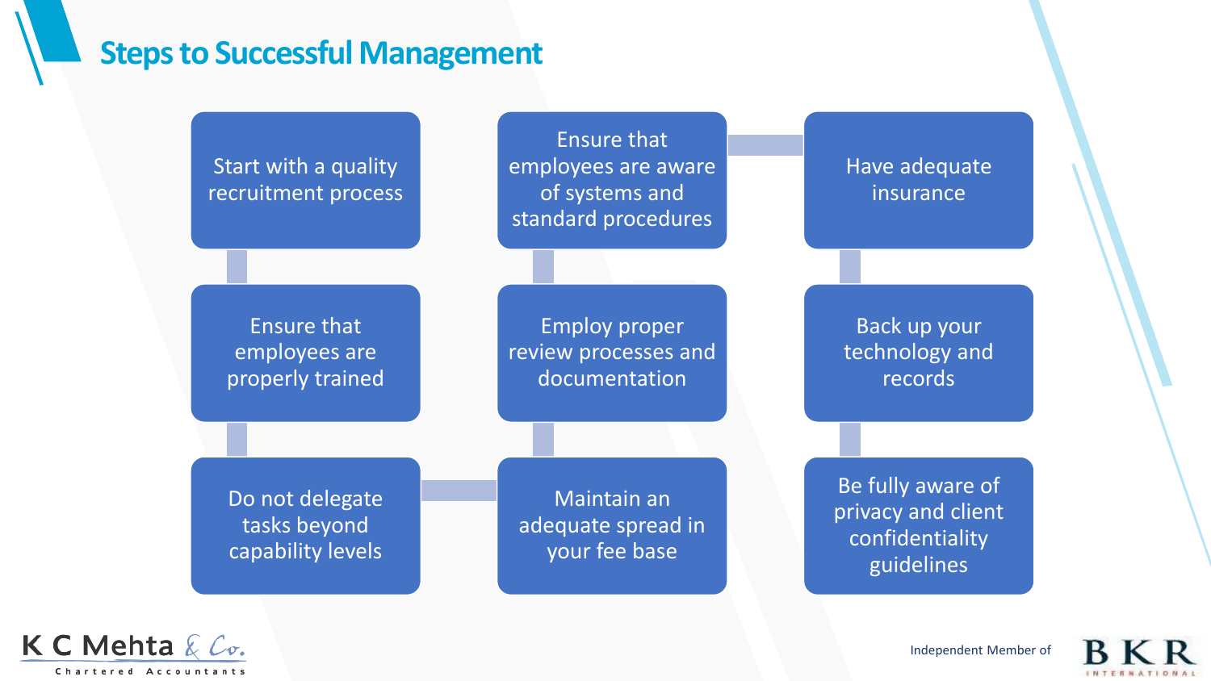# Steps to Successful Management

1. Start with a quality recruitment process
2. Ensure that employees are properly trained
3. Do not delegate tasks beyond capability levels
4. Maintain an adequate spread in your fee base
5. Employ proper review processes and documentation
6. Ensure that employees are aware of systems and standard procedures
7. Have adequate insurance
8. Back up your technology and records
9. Be fully aware of privacy and client confidentiality guidelines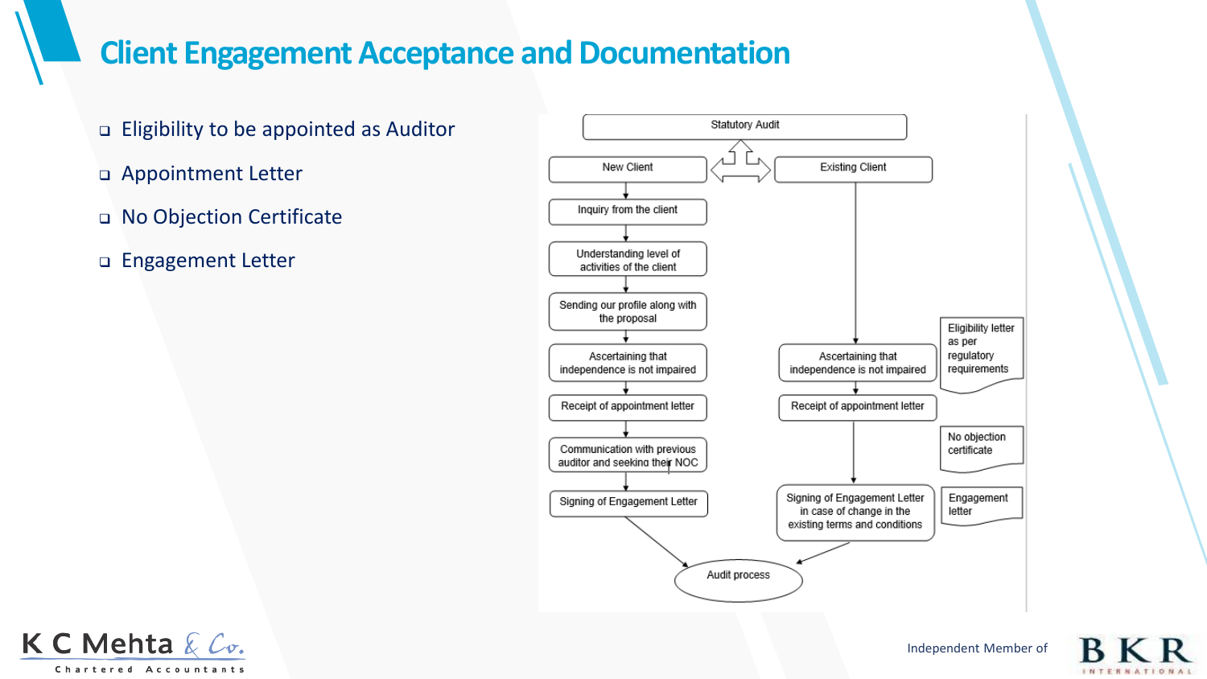# Client Engagement Acceptance and Documentation

- Eligibility to be appointed as Auditor
- Appointment Letter
- No Objection Certificate
- Engagement Letter

Statutory Audit

New Client
- Inquiry from the client
- Understanding level of activities of the client
- Sending our profile along with the proposal
- Ascertaining that independence is not impaired
- Receipt of appointment letter
- Communication with previous auditor and seeking their NOC
- Signing of Engagement Letter

Existing Client
- Ascertaining that independence is not impaired
- Receipt of appointment letter
- Signing of Engagement Letter in case of change in the existing terms and conditions

Audit process

Eligibility letter as per regulatory requirements

No objection certificate

Engagement letter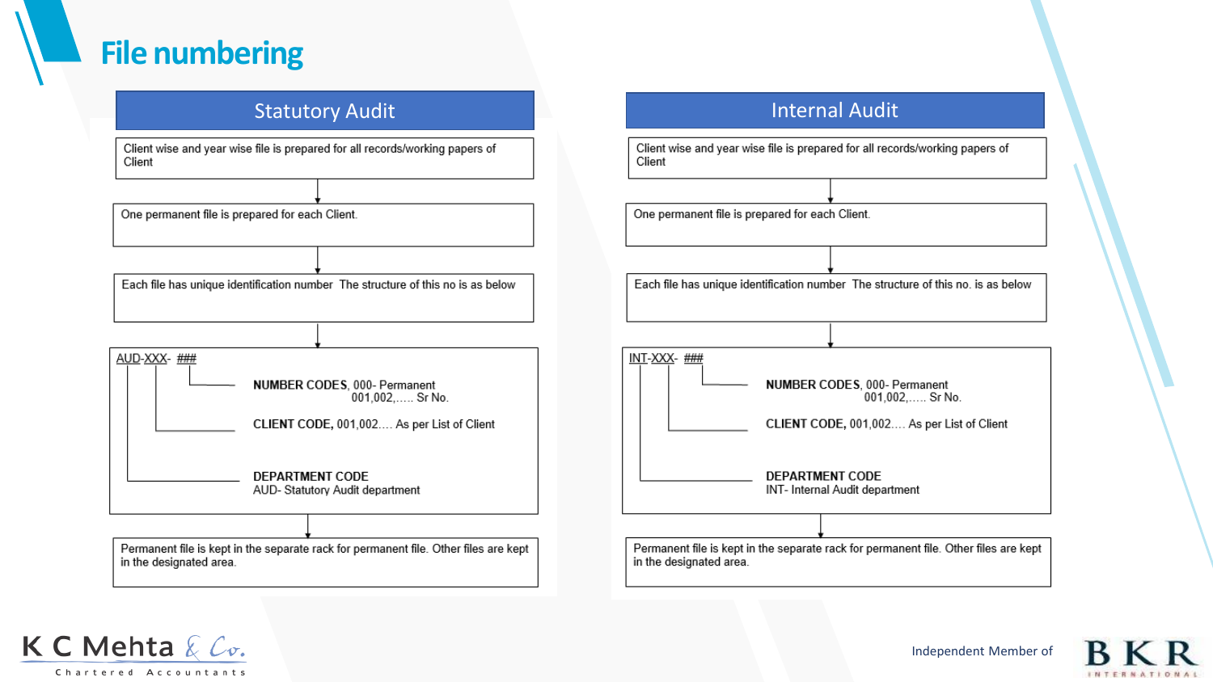# File numbering

## Statutory Audit

Client wise and year wise file is prepared for all records/working papers of Client

↓

One permanent file is prepared for each Client.

↓

Each file has unique identification number The structure of this no is as below

↓

AUD-XXX- ###

- **NUMBER CODES**, 000- Permanent
  001,002,..... Sr No.
- **CLIENT CODE**, 001,002.... As per List of Client
- **DEPARTMENT CODE**
  AUD- Statutory Audit department

↓

Permanent file is kept in the separate rack for permanent file. Other files are kept in the designated area.

## Internal Audit

Client wise and year wise file is prepared for all records/working papers of Client

↓

One permanent file is prepared for each Client.

↓

Each file has unique identification number The structure of this no. is as below

↓

INT-XXX- ###

- **NUMBER CODES**, 000- Permanent
  001,002,..... Sr No.
- **CLIENT CODE**, 001,002.... As per List of Client
- **DEPARTMENT CODE**
  INT- Internal Audit department

↓

Permanent file is kept in the separate rack for permanent file. Other files are kept in the designated area.

K C Mehta & Co. Chartered Accountants

Independent Member of BKR International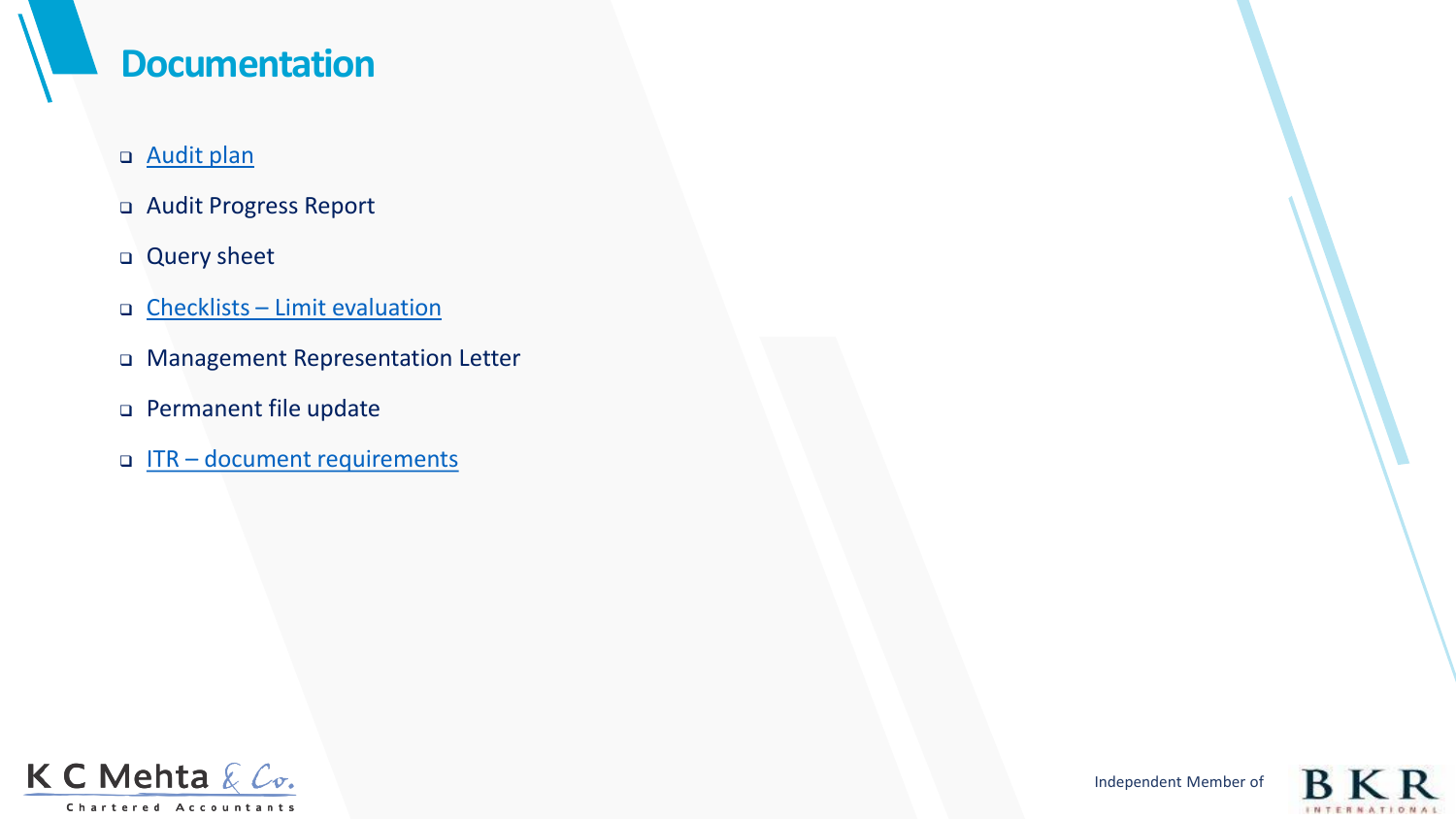# Documentation

- Audit plan
- Audit Progress Report
- Query sheet
- Checklists – Limit evaluation
- Management Representation Letter
- Permanent file update
- ITR – document requirements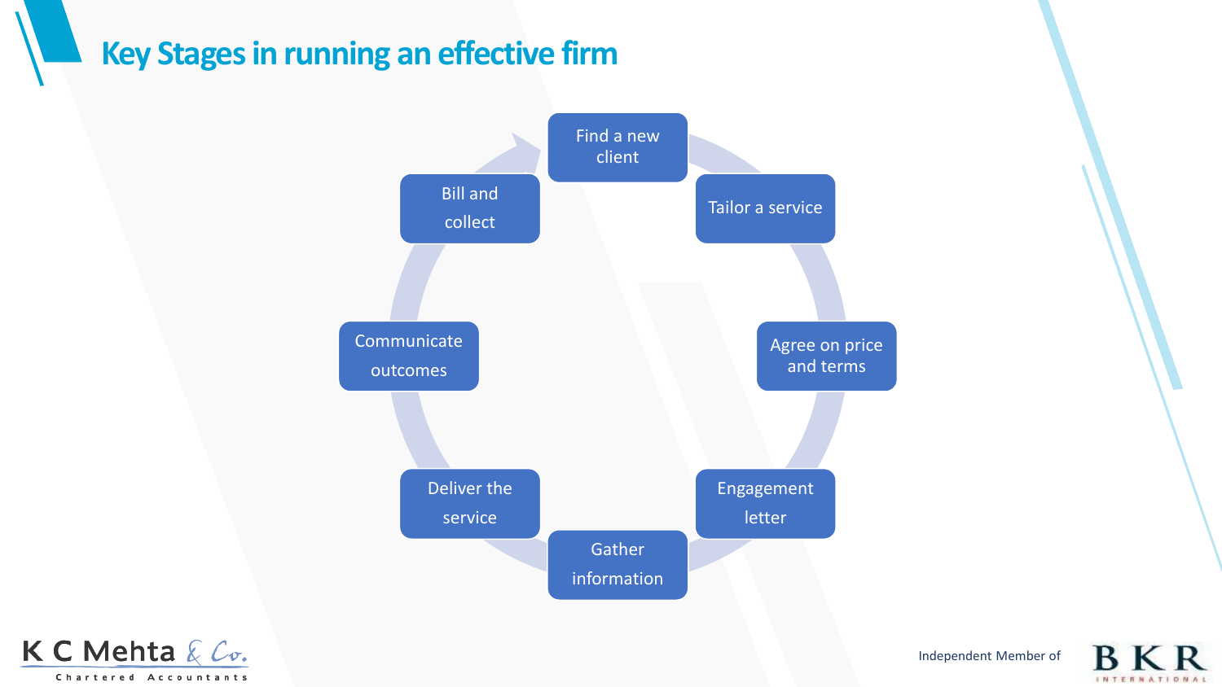# Key Stages in running an effective firm

- Find a new client
- Tailor a service
- Agree on price and terms
- Engagement letter
- Gather information
- Deliver the service
- Communicate outcomes
- Bill and collect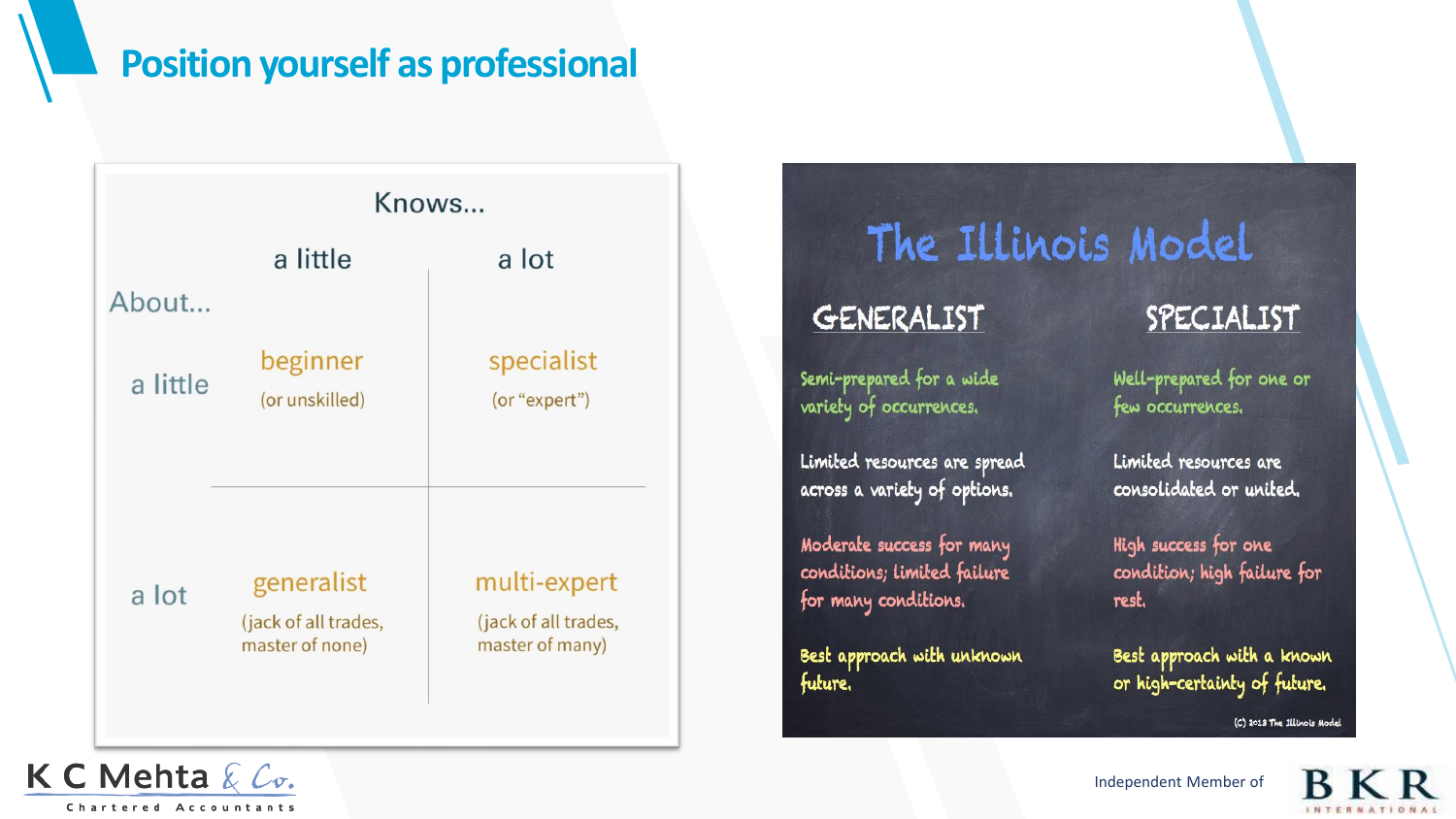# Position yourself as professional

| About... / Knows... | a little | a lot |
|---|---|---|
| **a little** | beginner (or unskilled) | specialist (or "expert") |
| **a lot** | generalist (jack of all trades, master of none) | multi-expert (jack of all trades, master of many) |

## The Illinois Model

| GENERALIST | SPECIALIST |
|---|---|
| Semi-prepared for a wide variety of occurrences. | Well-prepared for one or few occurrences. |
| Limited resources are spread across a variety of options. | Limited resources are consolidated or united. |
| Moderate success for many conditions; limited failure for many conditions. | High success for one condition; high failure for rest. |
| Best approach with unknown future. | Best approach with a known or high-certainty of future. |

(C) 2018 The Illinois Model

K C Mehta & Co. Chartered Accountants

Independent Member of BKR International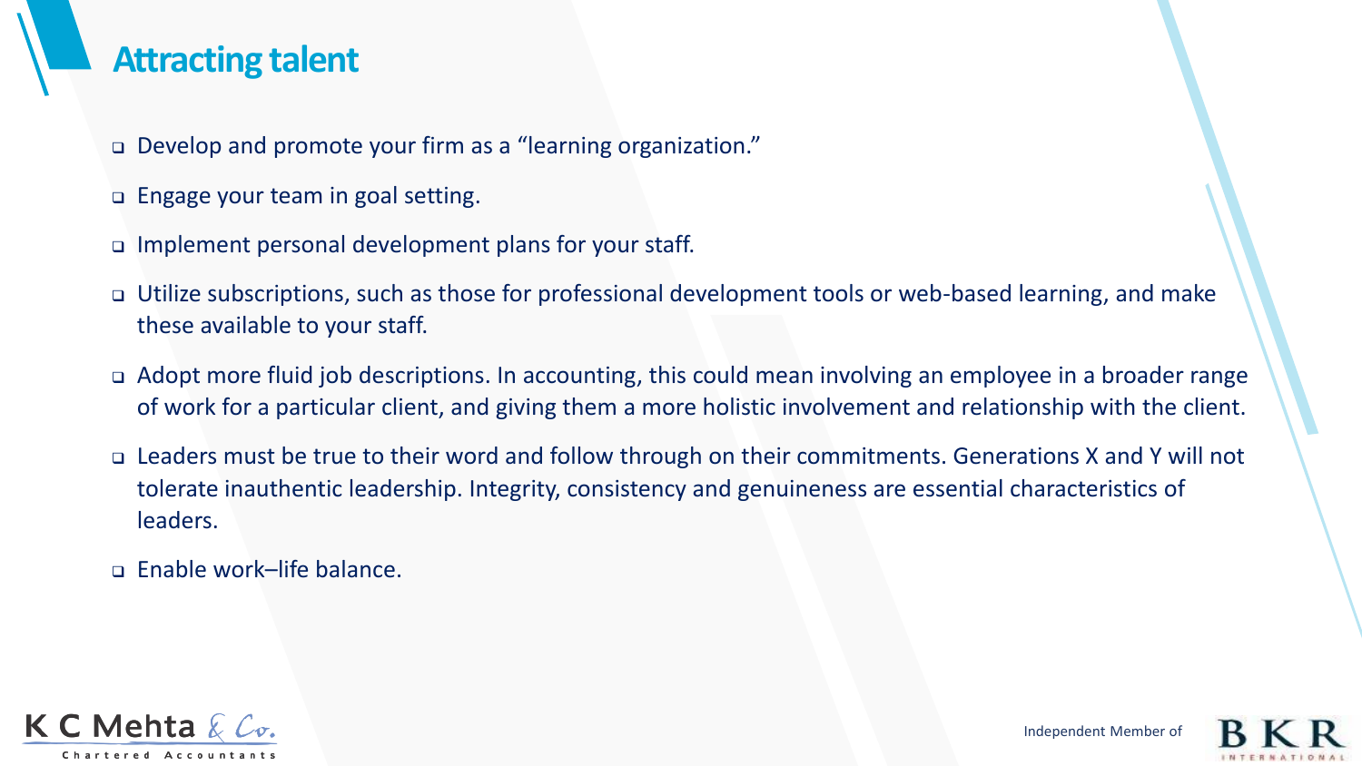# Attracting talent

- Develop and promote your firm as a “learning organization.”
- Engage your team in goal setting.
- Implement personal development plans for your staff.
- Utilize subscriptions, such as those for professional development tools or web-based learning, and make these available to your staff.
- Adopt more fluid job descriptions. In accounting, this could mean involving an employee in a broader range of work for a particular client, and giving them a more holistic involvement and relationship with the client.
- Leaders must be true to their word and follow through on their commitments. Generations X and Y will not tolerate inauthentic leadership. Integrity, consistency and genuineness are essential characteristics of leaders.
- Enable work–life balance.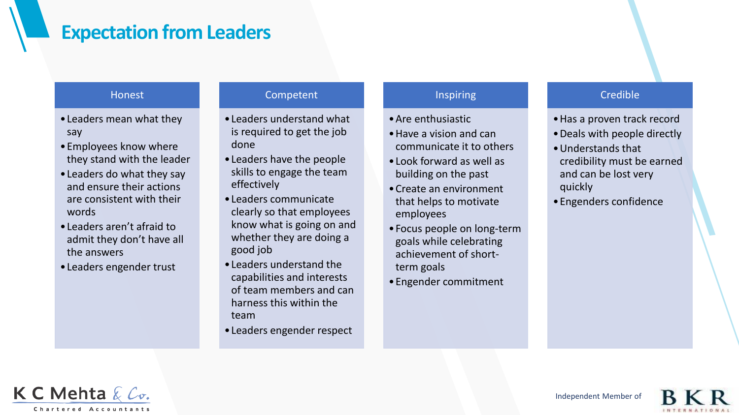# Expectation from Leaders

### Honest

- Leaders mean what they say
- Employees know where they stand with the leader
- Leaders do what they say and ensure their actions are consistent with their words
- Leaders aren't afraid to admit they don't have all the answers
- Leaders engender trust

### Competent

- Leaders understand what is required to get the job done
- Leaders have the people skills to engage the team effectively
- Leaders communicate clearly so that employees know what is going on and whether they are doing a good job
- Leaders understand the capabilities and interests of team members and can harness this within the team
- Leaders engender respect

### Inspiring

- Are enthusiastic
- Have a vision and can communicate it to others
- Look forward as well as building on the past
- Create an environment that helps to motivate employees
- Focus people on long-term goals while celebrating achievement of short-term goals
- Engender commitment

### Credible

- Has a proven track record
- Deals with people directly
- Understands that credibility must be earned and can be lost very quickly
- Engenders confidence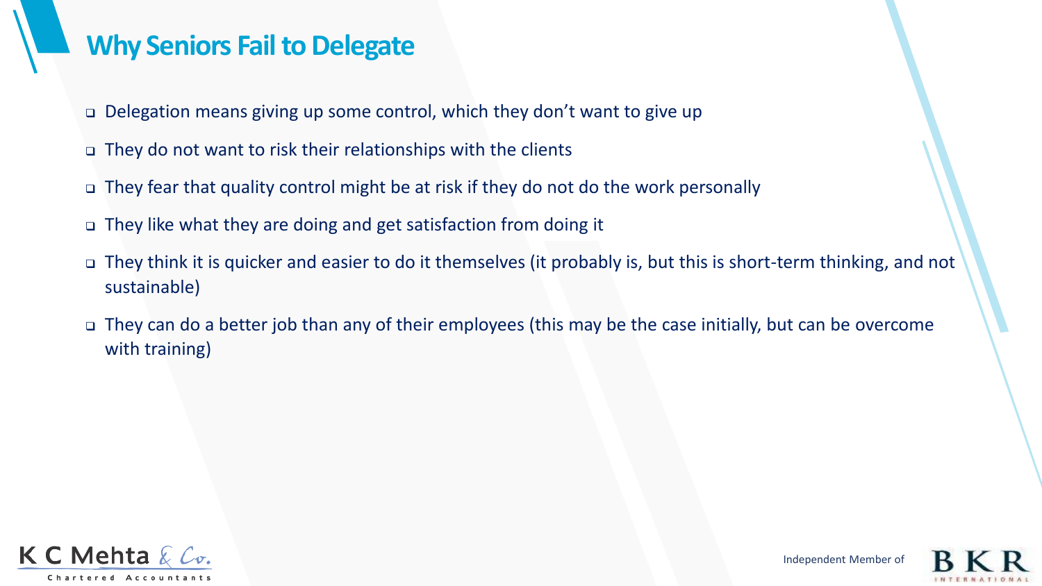# Why Seniors Fail to Delegate

- Delegation means giving up some control, which they don't want to give up
- They do not want to risk their relationships with the clients
- They fear that quality control might be at risk if they do not do the work personally
- They like what they are doing and get satisfaction from doing it
- They think it is quicker and easier to do it themselves (it probably is, but this is short-term thinking, and not sustainable)
- They can do a better job than any of their employees (this may be the case initially, but can be overcome with training)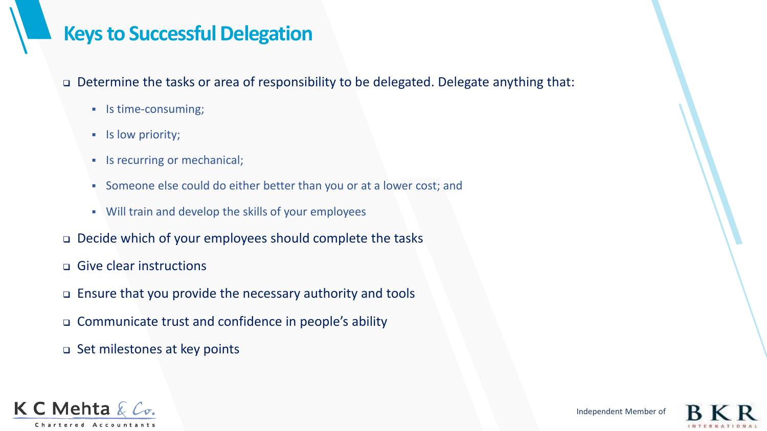# Keys to Successful Delegation

- Determine the tasks or area of responsibility to be delegated. Delegate anything that:
  - Is time-consuming;
  - Is low priority;
  - Is recurring or mechanical;
  - Someone else could do either better than you or at a lower cost; and
  - Will train and develop the skills of your employees
- Decide which of your employees should complete the tasks
- Give clear instructions
- Ensure that you provide the necessary authority and tools
- Communicate trust and confidence in people's ability
- Set milestones at key points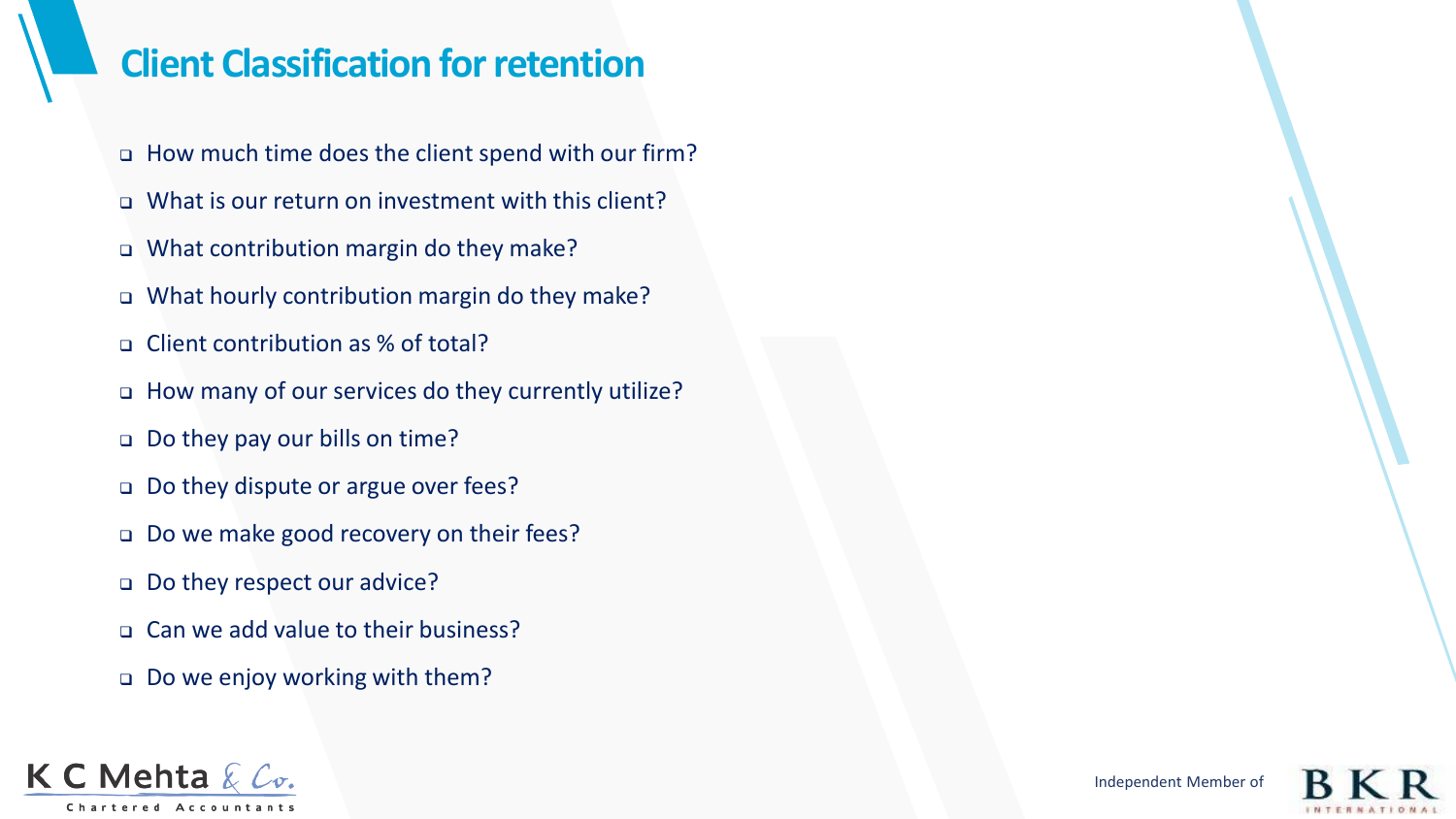# Client Classification for retention

- How much time does the client spend with our firm?
- What is our return on investment with this client?
- What contribution margin do they make?
- What hourly contribution margin do they make?
- Client contribution as % of total?
- How many of our services do they currently utilize?
- Do they pay our bills on time?
- Do they dispute or argue over fees?
- Do we make good recovery on their fees?
- Do they respect our advice?
- Can we add value to their business?
- Do we enjoy working with them?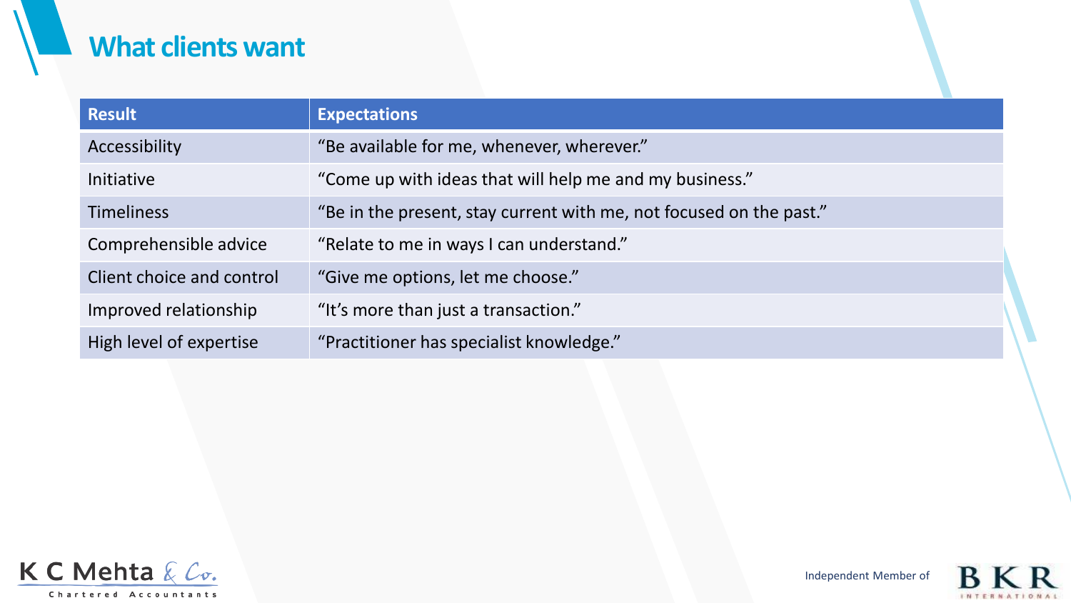# What clients want

| Result | Expectations |
| --- | --- |
| Accessibility | “Be available for me, whenever, wherever.” |
| Initiative | “Come up with ideas that will help me and my business.” |
| Timeliness | “Be in the present, stay current with me, not focused on the past.” |
| Comprehensible advice | “Relate to me in ways I can understand.” |
| Client choice and control | “Give me options, let me choose.” |
| Improved relationship | “It’s more than just a transaction.” |
| High level of expertise | “Practitioner has specialist knowledge.” |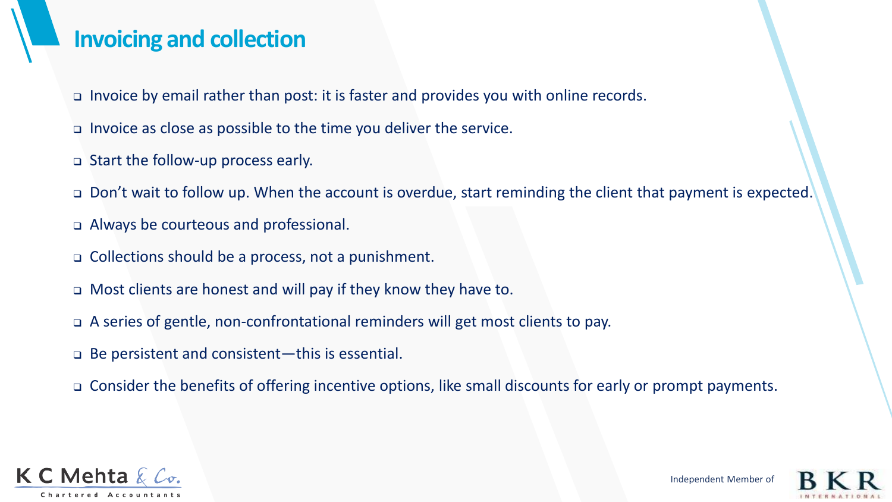## Invoicing and collection

- Invoice by email rather than post: it is faster and provides you with online records.
- Invoice as close as possible to the time you deliver the service.
- Start the follow-up process early.
- Don’t wait to follow up. When the account is overdue, start reminding the client that payment is expected.
- Always be courteous and professional.
- Collections should be a process, not a punishment.
- Most clients are honest and will pay if they know they have to.
- A series of gentle, non-confrontational reminders will get most clients to pay.
- Be persistent and consistent—this is essential.
- Consider the benefits of offering incentive options, like small discounts for early or prompt payments.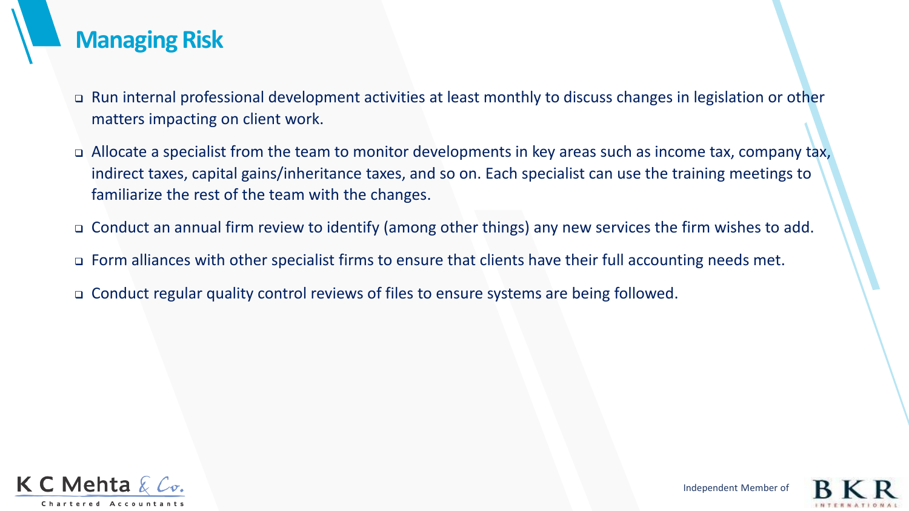# Managing Risk

- Run internal professional development activities at least monthly to discuss changes in legislation or other matters impacting on client work.
- Allocate a specialist from the team to monitor developments in key areas such as income tax, company tax, indirect taxes, capital gains/inheritance taxes, and so on. Each specialist can use the training meetings to familiarize the rest of the team with the changes.
- Conduct an annual firm review to identify (among other things) any new services the firm wishes to add.
- Form alliances with other specialist firms to ensure that clients have their full accounting needs met.
- Conduct regular quality control reviews of files to ensure systems are being followed.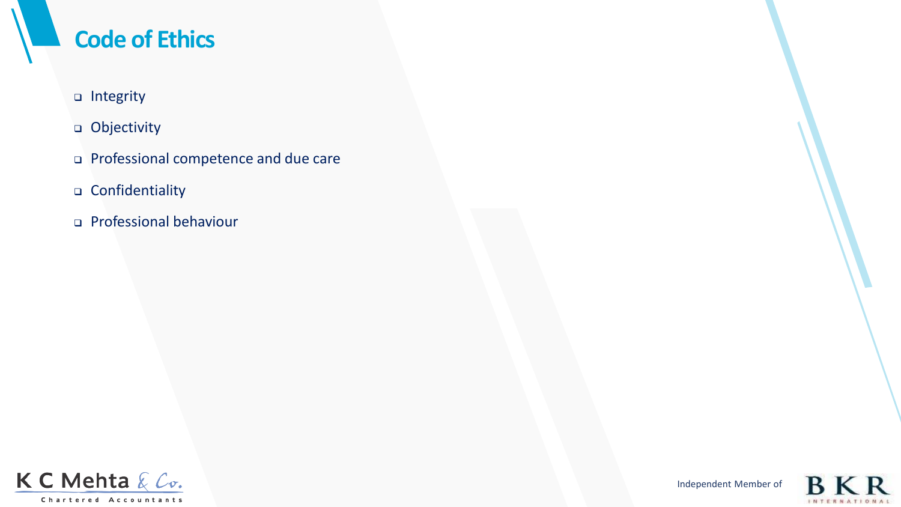# Code of Ethics

- Integrity
- Objectivity
- Professional competence and due care
- Confidentiality
- Professional behaviour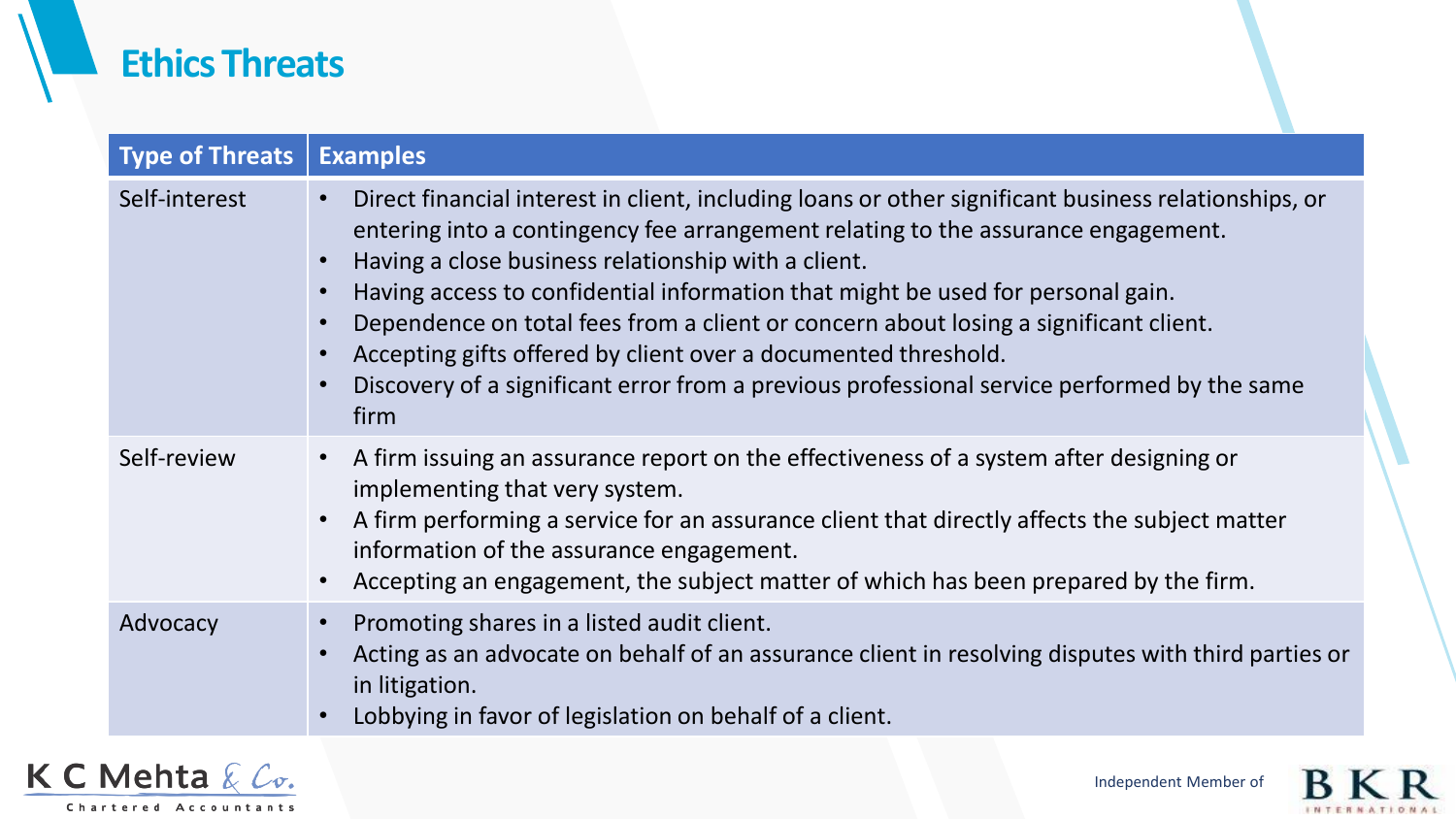# Ethics Threats

| Type of Threats | Examples |
|---|---|
| Self-interest | • Direct financial interest in client, including loans or other significant business relationships, or entering into a contingency fee arrangement relating to the assurance engagement.<br>• Having a close business relationship with a client.<br>• Having access to confidential information that might be used for personal gain.<br>• Dependence on total fees from a client or concern about losing a significant client.<br>• Accepting gifts offered by client over a documented threshold.<br>• Discovery of a significant error from a previous professional service performed by the same firm |
| Self-review | • A firm issuing an assurance report on the effectiveness of a system after designing or implementing that very system.<br>• A firm performing a service for an assurance client that directly affects the subject matter information of the assurance engagement.<br>• Accepting an engagement, the subject matter of which has been prepared by the firm. |
| Advocacy | • Promoting shares in a listed audit client.<br>• Acting as an advocate on behalf of an assurance client in resolving disputes with third parties or in litigation.<br>• Lobbying in favor of legislation on behalf of a client. |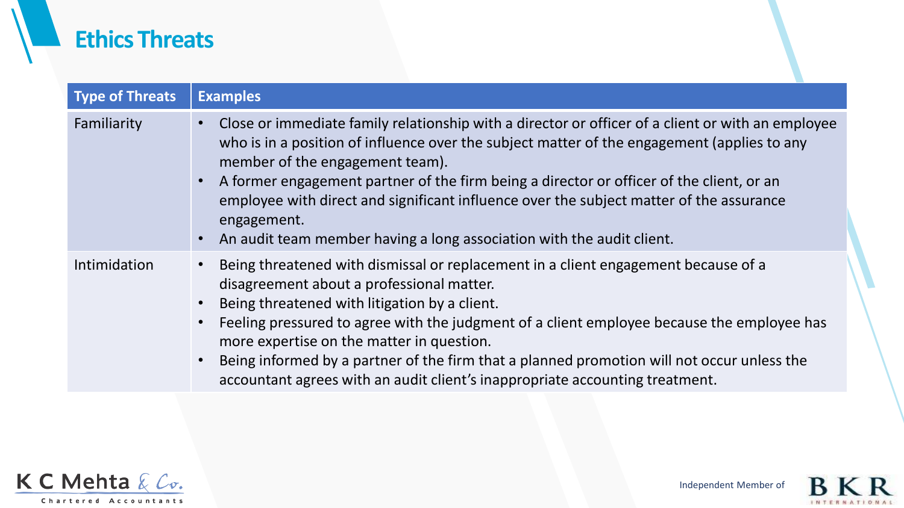# Ethics Threats

| Type of Threats | Examples |
|---|---|
| Familiarity | • Close or immediate family relationship with a director or officer of a client or with an employee who is in a position of influence over the subject matter of the engagement (applies to any member of the engagement team).<br>• A former engagement partner of the firm being a director or officer of the client, or an employee with direct and significant influence over the subject matter of the assurance engagement.<br>• An audit team member having a long association with the audit client. |
| Intimidation | • Being threatened with dismissal or replacement in a client engagement because of a disagreement about a professional matter.<br>• Being threatened with litigation by a client.<br>• Feeling pressured to agree with the judgment of a client employee because the employee has more expertise on the matter in question.<br>• Being informed by a partner of the firm that a planned promotion will not occur unless the accountant agrees with an audit client's inappropriate accounting treatment. |

K C Mehta & Co.
Chartered Accountants

Independent Member of BKR International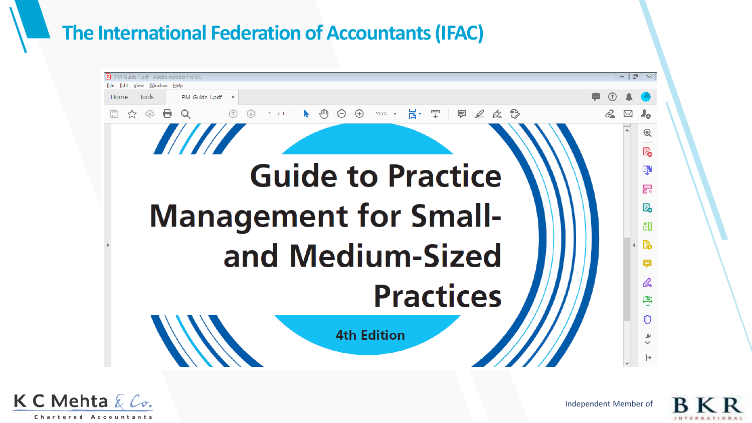# The International Federation of Accountants (IFAC)

PM-Guide 1.pdf - Adobe Acrobat Pro DC

File Edit View Window Help

Home Tools PM-Guide 1.pdf

# Guide to Practice Management for Small- and Medium-Sized Practices

**4th Edition**

K C Mehta & Co.
Chartered Accountants

Independent Member of BKR International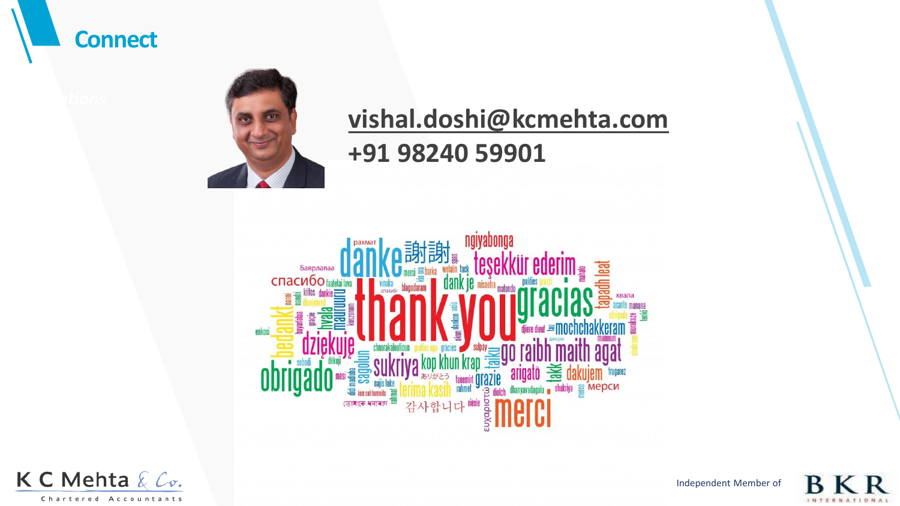# Connect

vishal.doshi@kcmehta.com

+91 98240 59901